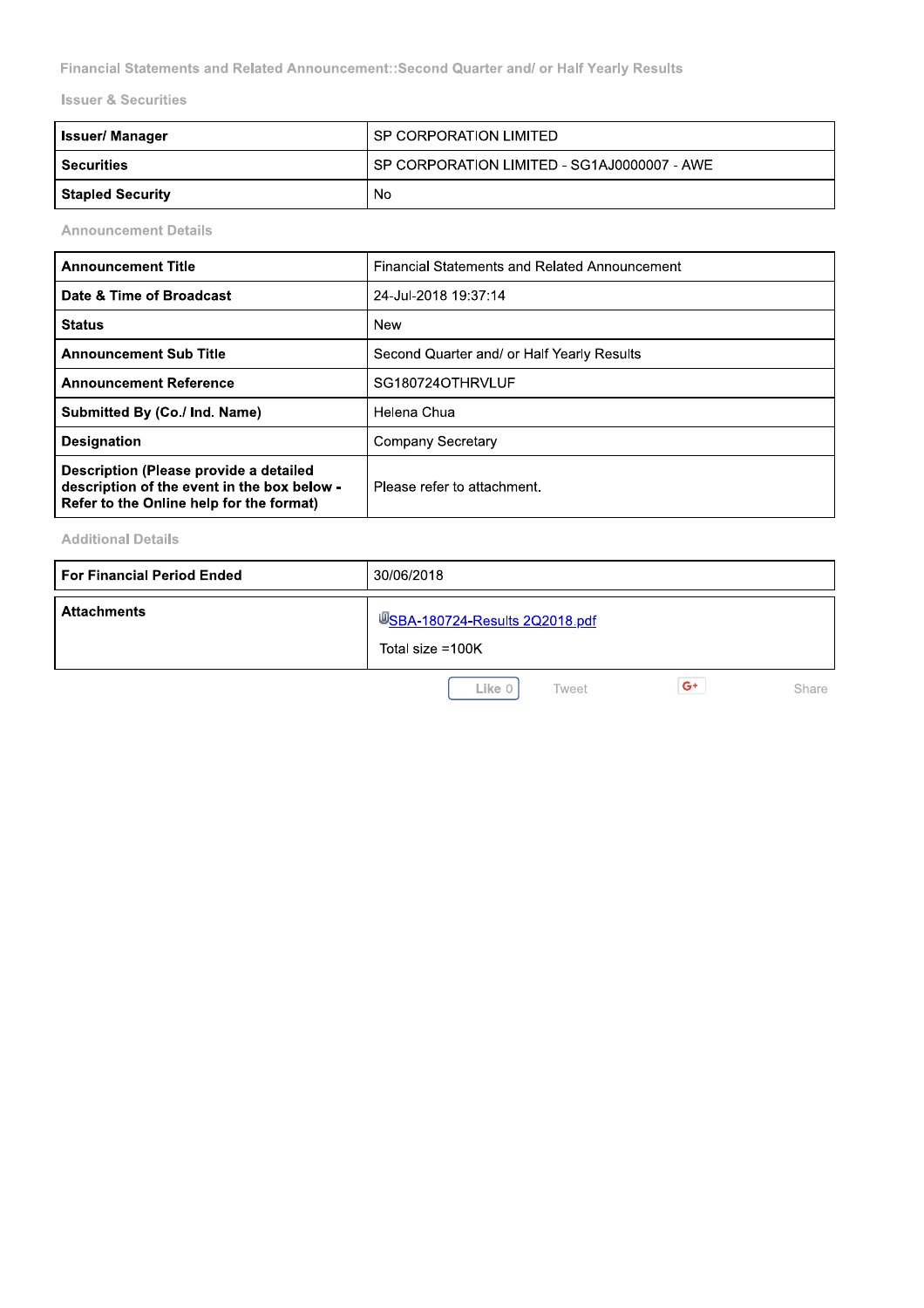Financial Statements and Related Announcement::Second Quarter and/ or Half Yearly Results

## Issuer & Securities

| | |
|---|---|
| **Issuer/ Manager** | SP CORPORATION LIMITED |
| **Securities** | SP CORPORATION LIMITED - SG1AJ0000007 - AWE |
| **Stapled Security** | No |

## Announcement Details

| | |
|---|---|
| **Announcement Title** | Financial Statements and Related Announcement |
| **Date & Time of Broadcast** | 24-Jul-2018 19:37:14 |
| **Status** | New |
| **Announcement Sub Title** | Second Quarter and/ or Half Yearly Results |
| **Announcement Reference** | SG180724OTHRVLUF |
| **Submitted By (Co./ Ind. Name)** | Helena Chua |
| **Designation** | Company Secretary |
| **Description (Please provide a detailed description of the event in the box below - Refer to the Online help for the format)** | Please refer to attachment. |

## Additional Details

| | |
|---|---|
| **For Financial Period Ended** | 30/06/2018 |
| **Attachments** | SBA-180724-Results 2Q2018.pdf<br>Total size =100K |

Like 0 Tweet Share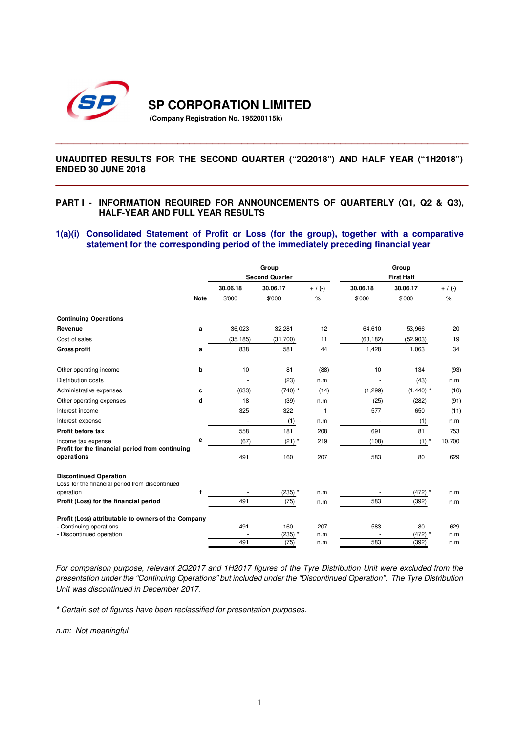# SP CORPORATION LIMITED

**(Company Registration No. 195200115k)**

**UNAUDITED RESULTS FOR THE SECOND QUARTER ("2Q2018") AND HALF YEAR ("1H2018") ENDED 30 JUNE 2018**

## PART I - INFORMATION REQUIRED FOR ANNOUNCEMENTS OF QUARTERLY (Q1, Q2 & Q3), HALF-YEAR AND FULL YEAR RESULTS

### 1(a)(i) Consolidated Statement of Profit or Loss (for the group), together with a comparative statement for the corresponding period of the immediately preceding financial year

| | Note | Group Second Quarter | | | Group First Half | | |
|---|---|---|---|---|---|---|---|
| | | 30.06.18 | 30.06.17 | + / (-) | 30.06.18 | 30.06.17 | + / (-) |
| | | $'000 | $'000 | % | $'000 | $'000 | % |
| **Continuing Operations** | | | | | | | |
| **Revenue** | a | 36,023 | 32,281 | 12 | 64,610 | 53,966 | 20 |
| Cost of sales | | (35,185) | (31,700) | 11 | (63,182) | (52,903) | 19 |
| **Gross profit** | a | 838 | 581 | 44 | 1,428 | 1,063 | 34 |
| Other operating income | b | 10 | 81 | (88) | 10 | 134 | (93) |
| Distribution costs | | - | (23) | n.m | - | (43) | n.m |
| Administrative expenses | c | (633) | (740) * | (14) | (1,299) | (1,440) * | (10) |
| Other operating expenses | d | 18 | (39) | n.m | (25) | (282) | (91) |
| Interest income | | 325 | 322 | 1 | 577 | 650 | (11) |
| Interest expense | | - | (1) | n.m | - | (1) | n.m |
| **Profit before tax** | | 558 | 181 | 208 | 691 | 81 | 753 |
| Income tax expense | e | (67) | (21) * | 219 | (108) | (1) * | 10,700 |
| **Profit for the financial period from continuing operations** | | 491 | 160 | 207 | 583 | 80 | 629 |
| **Discontinued Operation** | | | | | | | |
| Loss for the financial period from discontinued operation | f | - | (235) * | n.m | - | (472) * | n.m |
| **Profit (Loss) for the financial period** | | 491 | (75) | n.m | 583 | (392) | n.m |
| **Profit (Loss) attributable to owners of the Company** | | | | | | | |
| - Continuing operations | | 491 | 160 | 207 | 583 | 80 | 629 |
| - Discontinued operation | | - | (235) * | n.m | - | (472) * | n.m |
| | | 491 | (75) | n.m | 583 | (392) | n.m |

*For comparison purpose, relevant 2Q2017 and 1H2017 figures of the Tyre Distribution Unit were excluded from the presentation under the "Continuing Operations" but included under the "Discontinued Operation". The Tyre Distribution Unit was discontinued in December 2017.*

*\* Certain set of figures have been reclassified for presentation purposes.*

*n.m: Not meaningful*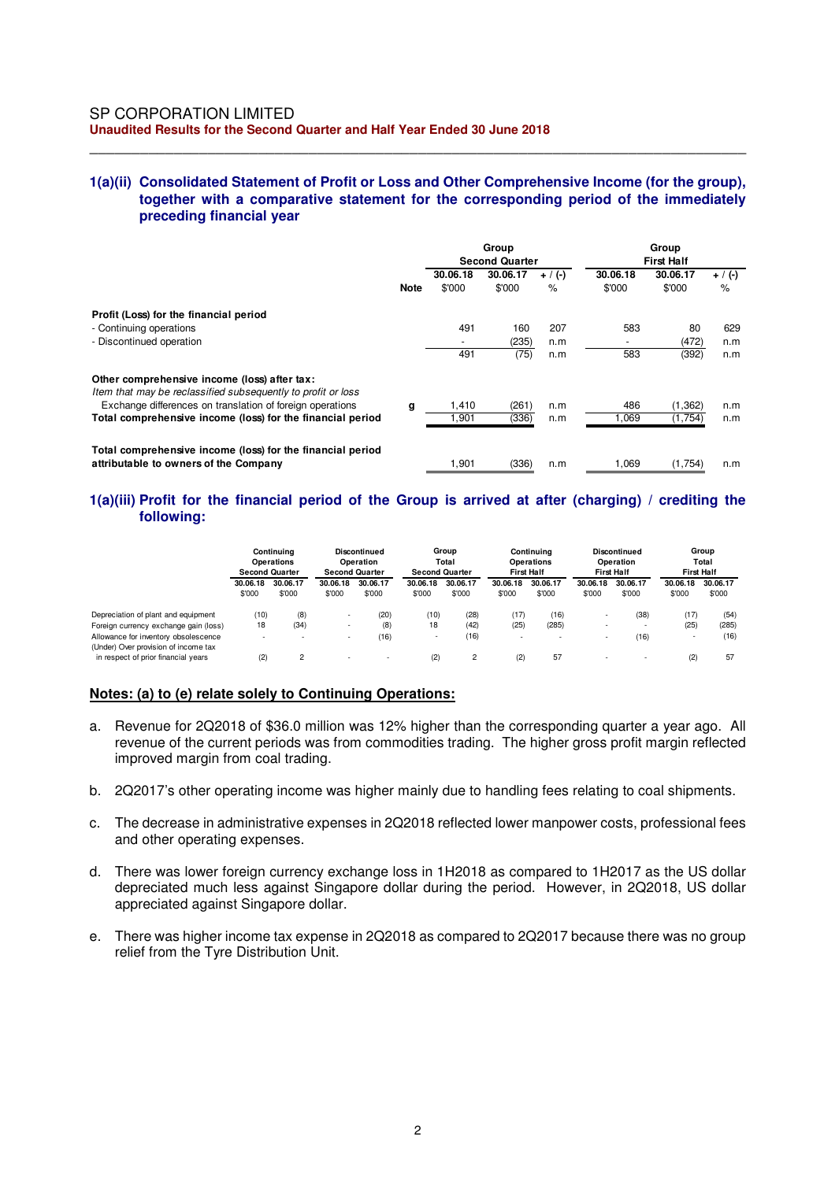SP CORPORATION LIMITED
**Unaudited Results for the Second Quarter and Half Year Ended 30 June 2018**

## 1(a)(ii) Consolidated Statement of Profit or Loss and Other Comprehensive Income (for the group), together with a comparative statement for the corresponding period of the immediately preceding financial year

| | Note | Group Second Quarter | | | Group First Half | | |
|---|---|---|---|---|---|---|---|
| | | 30.06.18 | 30.06.17 | + / (-) | 30.06.18 | 30.06.17 | + / (-) |
| | | $'000 | $'000 | % | $'000 | $'000 | % |
| **Profit (Loss) for the financial period** | | | | | | | |
| - Continuing operations | | 491 | 160 | 207 | 583 | 80 | 629 |
| - Discontinued operation | | - | (235) | n.m | - | (472) | n.m |
| | | 491 | (75) | n.m | 583 | (392) | n.m |
| **Other comprehensive income (loss) after tax:** | | | | | | | |
| *Item that may be reclassified subsequently to profit or loss* | | | | | | | |
| Exchange differences on translation of foreign operations | g | 1,410 | (261) | n.m | 486 | (1,362) | n.m |
| **Total comprehensive income (loss) for the financial period** | | 1,901 | (336) | n.m | 1,069 | (1,754) | n.m |
| **Total comprehensive income (loss) for the financial period attributable to owners of the Company** | | 1,901 | (336) | n.m | 1,069 | (1,754) | n.m |

## 1(a)(iii) Profit for the financial period of the Group is arrived at after (charging) / crediting the following:

| | Continuing Operations Second Quarter | | Discontinued Operation Second Quarter | | Group Total Second Quarter | | Continuing Operations First Half | | Discontinued Operation First Half | | Group Total First Half | |
|---|---|---|---|---|---|---|---|---|---|---|---|---|
| | 30.06.18 | 30.06.17 | 30.06.18 | 30.06.17 | 30.06.18 | 30.06.17 | 30.06.18 | 30.06.17 | 30.06.18 | 30.06.17 | 30.06.18 | 30.06.17 |
| | $'000 | $'000 | $'000 | $'000 | $'000 | $'000 | $'000 | $'000 | $'000 | $'000 | $'000 | $'000 |
| Depreciation of plant and equipment | (10) | (8) | - | (20) | (10) | (28) | (17) | (16) | - | (38) | (17) | (54) |
| Foreign currency exchange gain (loss) | 18 | (34) | - | (8) | 18 | (42) | (25) | (285) | - | - | (25) | (285) |
| Allowance for inventory obsolescence | - | - | - | (16) | - | (16) | - | - | - | (16) | - | (16) |
| (Under) Over provision of income tax in respect of prior financial years | (2) | 2 | - | - | (2) | 2 | (2) | 57 | - | - | (2) | 57 |

**Notes: (a) to (e) relate solely to Continuing Operations:**

a. Revenue for 2Q2018 of $36.0 million was 12% higher than the corresponding quarter a year ago. All revenue of the current periods was from commodities trading. The higher gross profit margin reflected improved margin from coal trading.

b. 2Q2017's other operating income was higher mainly due to handling fees relating to coal shipments.

c. The decrease in administrative expenses in 2Q2018 reflected lower manpower costs, professional fees and other operating expenses.

d. There was lower foreign currency exchange loss in 1H2018 as compared to 1H2017 as the US dollar depreciated much less against Singapore dollar during the period. However, in 2Q2018, US dollar appreciated against Singapore dollar.

e. There was higher income tax expense in 2Q2018 as compared to 2Q2017 because there was no group relief from the Tyre Distribution Unit.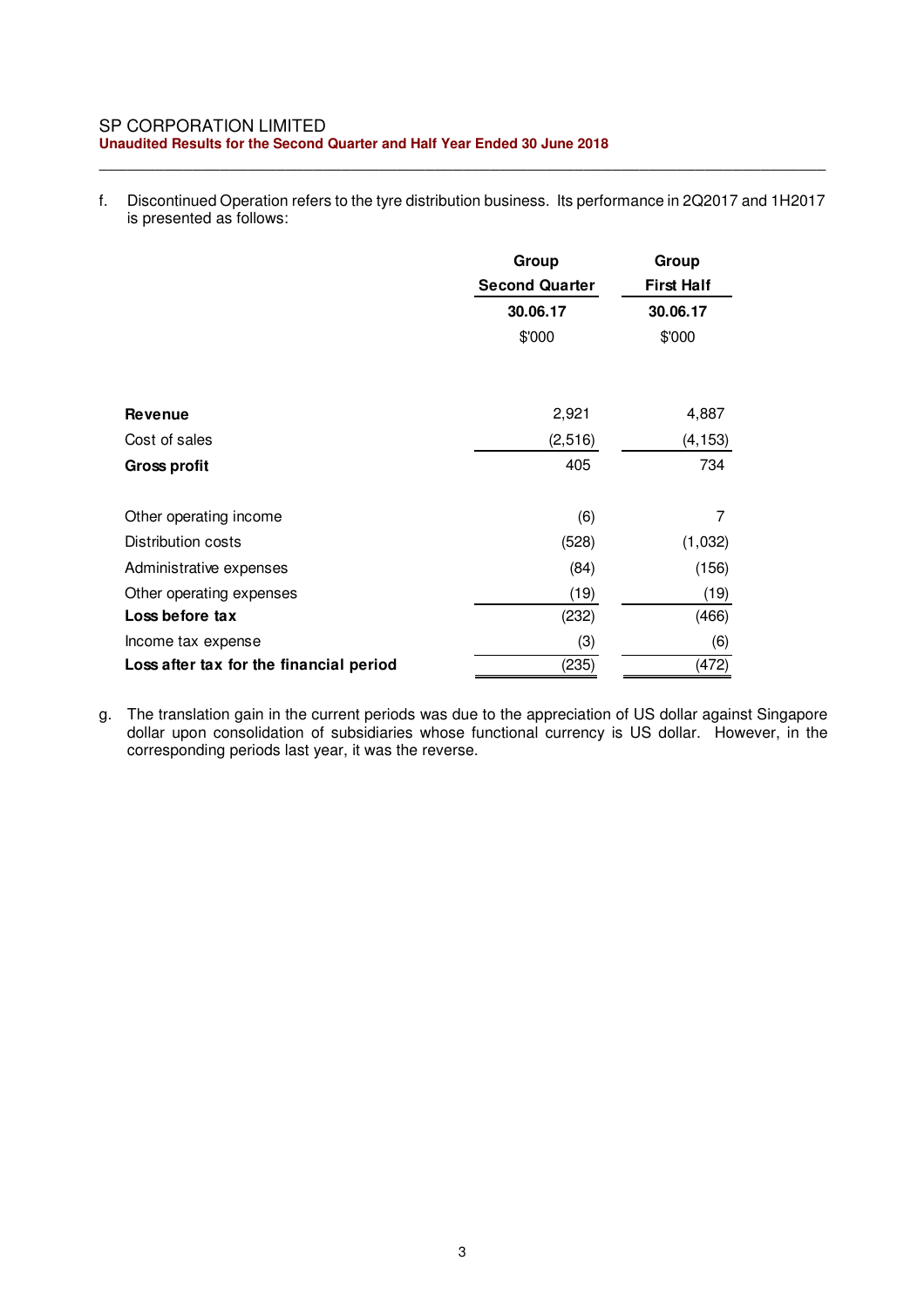f. Discontinued Operation refers to the tyre distribution business. Its performance in 2Q2017 and 1H2017 is presented as follows:

| | Group Second Quarter | Group First Half |
|---|---|---|
| | 30.06.17 | 30.06.17 |
| | $'000 | $'000 |
| **Revenue** | 2,921 | 4,887 |
| Cost of sales | (2,516) | (4,153) |
| **Gross profit** | 405 | 734 |
| Other operating income | (6) | 7 |
| Distribution costs | (528) | (1,032) |
| Administrative expenses | (84) | (156) |
| Other operating expenses | (19) | (19) |
| **Loss before tax** | (232) | (466) |
| Income tax expense | (3) | (6) |
| **Loss after tax for the financial period** | (235) | (472) |

g. The translation gain in the current periods was due to the appreciation of US dollar against Singapore dollar upon consolidation of subsidiaries whose functional currency is US dollar. However, in the corresponding periods last year, it was the reverse.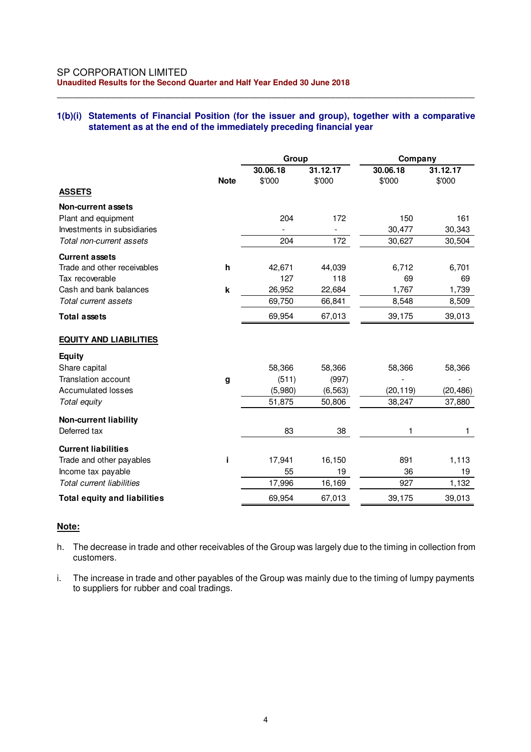SP CORPORATION LIMITED
**Unaudited Results for the Second Quarter and Half Year Ended 30 June 2018**

### 1(b)(i) Statements of Financial Position (for the issuer and group), together with a comparative statement as at the end of the immediately preceding financial year

| | Note | Group | | Company | |
|---|---|---|---|---|---|
| | | **30.06.18** | **31.12.17** | **30.06.18** | **31.12.17** |
| | | $'000 | $'000 | $'000 | $'000 |
| **ASSETS** | | | | | |
| **Non-current assets** | | | | | |
| Plant and equipment | | 204 | 172 | 150 | 161 |
| Investments in subsidiaries | | - | - | 30,477 | 30,343 |
| *Total non-current assets* | | 204 | 172 | 30,627 | 30,504 |
| **Current assets** | | | | | |
| Trade and other receivables | h | 42,671 | 44,039 | 6,712 | 6,701 |
| Tax recoverable | | 127 | 118 | 69 | 69 |
| Cash and bank balances | k | 26,952 | 22,684 | 1,767 | 1,739 |
| *Total current assets* | | 69,750 | 66,841 | 8,548 | 8,509 |
| **Total assets** | | 69,954 | 67,013 | 39,175 | 39,013 |
| **EQUITY AND LIABILITIES** | | | | | |
| **Equity** | | | | | |
| Share capital | | 58,366 | 58,366 | 58,366 | 58,366 |
| Translation account | g | (511) | (997) | - | - |
| Accumulated losses | | (5,980) | (6,563) | (20,119) | (20,486) |
| *Total equity* | | 51,875 | 50,806 | 38,247 | 37,880 |
| **Non-current liability** | | | | | |
| Deferred tax | | 83 | 38 | 1 | 1 |
| **Current liabilities** | | | | | |
| Trade and other payables | i | 17,941 | 16,150 | 891 | 1,113 |
| Income tax payable | | 55 | 19 | 36 | 19 |
| *Total current liabilities* | | 17,996 | 16,169 | 927 | 1,132 |
| **Total equity and liabilities** | | 69,954 | 67,013 | 39,175 | 39,013 |

**Note:**

h. The decrease in trade and other receivables of the Group was largely due to the timing in collection from customers.

i. The increase in trade and other payables of the Group was mainly due to the timing of lumpy payments to suppliers for rubber and coal tradings.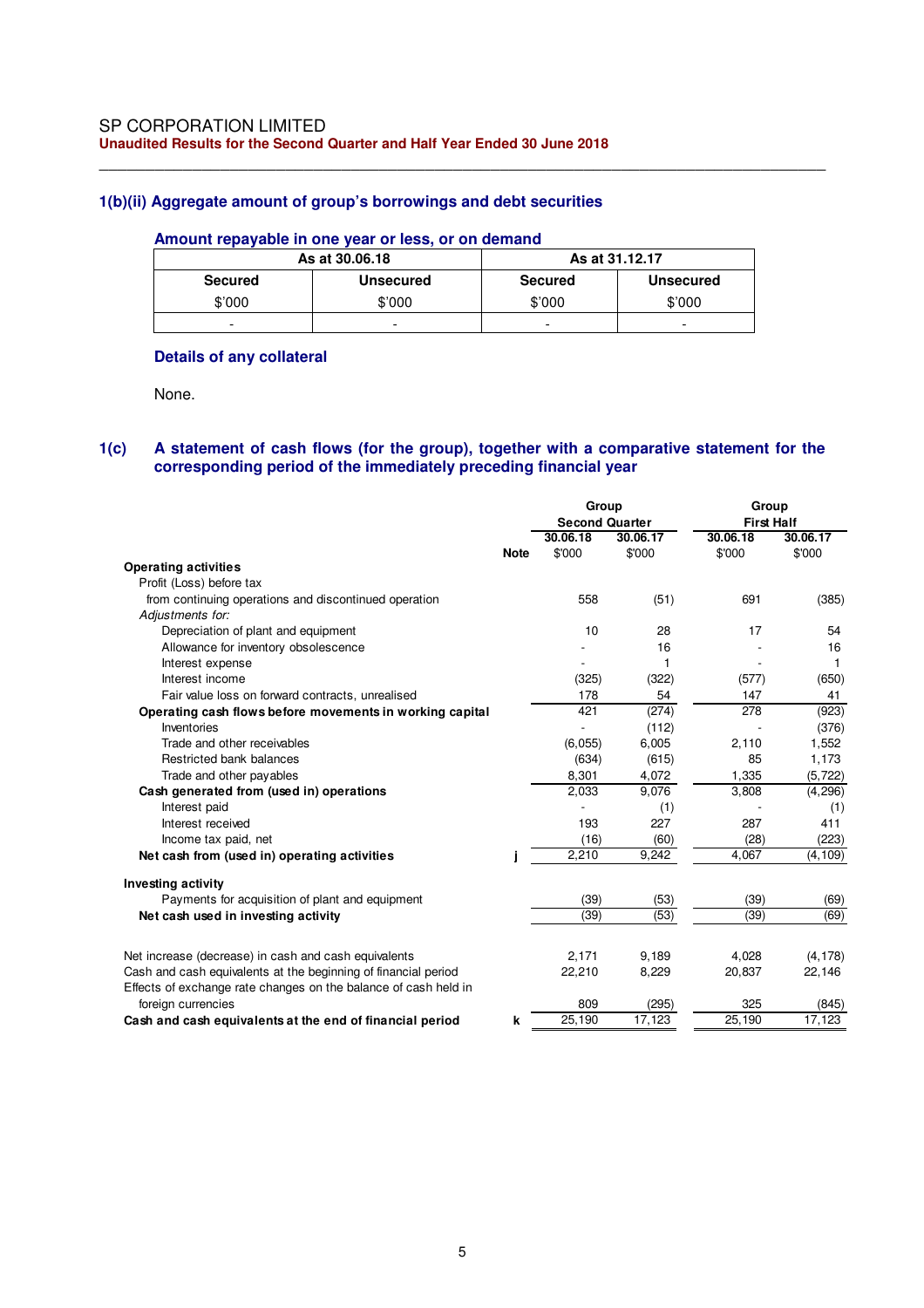## 1(b)(ii) Aggregate amount of group's borrowings and debt securities

### Amount repayable in one year or less, or on demand

| As at 30.06.18 | | As at 31.12.17 | |
|---|---|---|---|
| Secured | Unsecured | Secured | Unsecured |
| $'000 | $'000 | $'000 | $'000 |
| - | - | - | - |

### Details of any collateral

None.

## 1(c) A statement of cash flows (for the group), together with a comparative statement for the corresponding period of the immediately preceding financial year

| | Note | Group Second Quarter 30.06.18 $'000 | Group Second Quarter 30.06.17 $'000 | Group First Half 30.06.18 $'000 | Group First Half 30.06.17 $'000 |
|---|---|---|---|---|---|
| **Operating activities** | | | | | |
| Profit (Loss) before tax | | | | | |
| from continuing operations and discontinued operation | | 558 | (51) | 691 | (385) |
| *Adjustments for:* | | | | | |
| Depreciation of plant and equipment | | 10 | 28 | 17 | 54 |
| Allowance for inventory obsolescence | | - | 16 | - | 16 |
| Interest expense | | - | 1 | - | 1 |
| Interest income | | (325) | (322) | (577) | (650) |
| Fair value loss on forward contracts, unrealised | | 178 | 54 | 147 | 41 |
| **Operating cash flows before movements in working capital** | | 421 | (274) | 278 | (923) |
| Inventories | | - | (112) | - | (376) |
| Trade and other receivables | | (6,055) | 6,005 | 2,110 | 1,552 |
| Restricted bank balances | | (634) | (615) | 85 | 1,173 |
| Trade and other payables | | 8,301 | 4,072 | 1,335 | (5,722) |
| **Cash generated from (used in) operations** | | 2,033 | 9,076 | 3,808 | (4,296) |
| Interest paid | | - | (1) | - | (1) |
| Interest received | | 193 | 227 | 287 | 411 |
| Income tax paid, net | | (16) | (60) | (28) | (223) |
| **Net cash from (used in) operating activities** | j | 2,210 | 9,242 | 4,067 | (4,109) |
| **Investing activity** | | | | | |
| Payments for acquisition of plant and equipment | | (39) | (53) | (39) | (69) |
| **Net cash used in investing activity** | | (39) | (53) | (39) | (69) |
| Net increase (decrease) in cash and cash equivalents | | 2,171 | 9,189 | 4,028 | (4,178) |
| Cash and cash equivalents at the beginning of financial period | | 22,210 | 8,229 | 20,837 | 22,146 |
| Effects of exchange rate changes on the balance of cash held in foreign currencies | | 809 | (295) | 325 | (845) |
| **Cash and cash equivalents at the end of financial period** | k | 25,190 | 17,123 | 25,190 | 17,123 |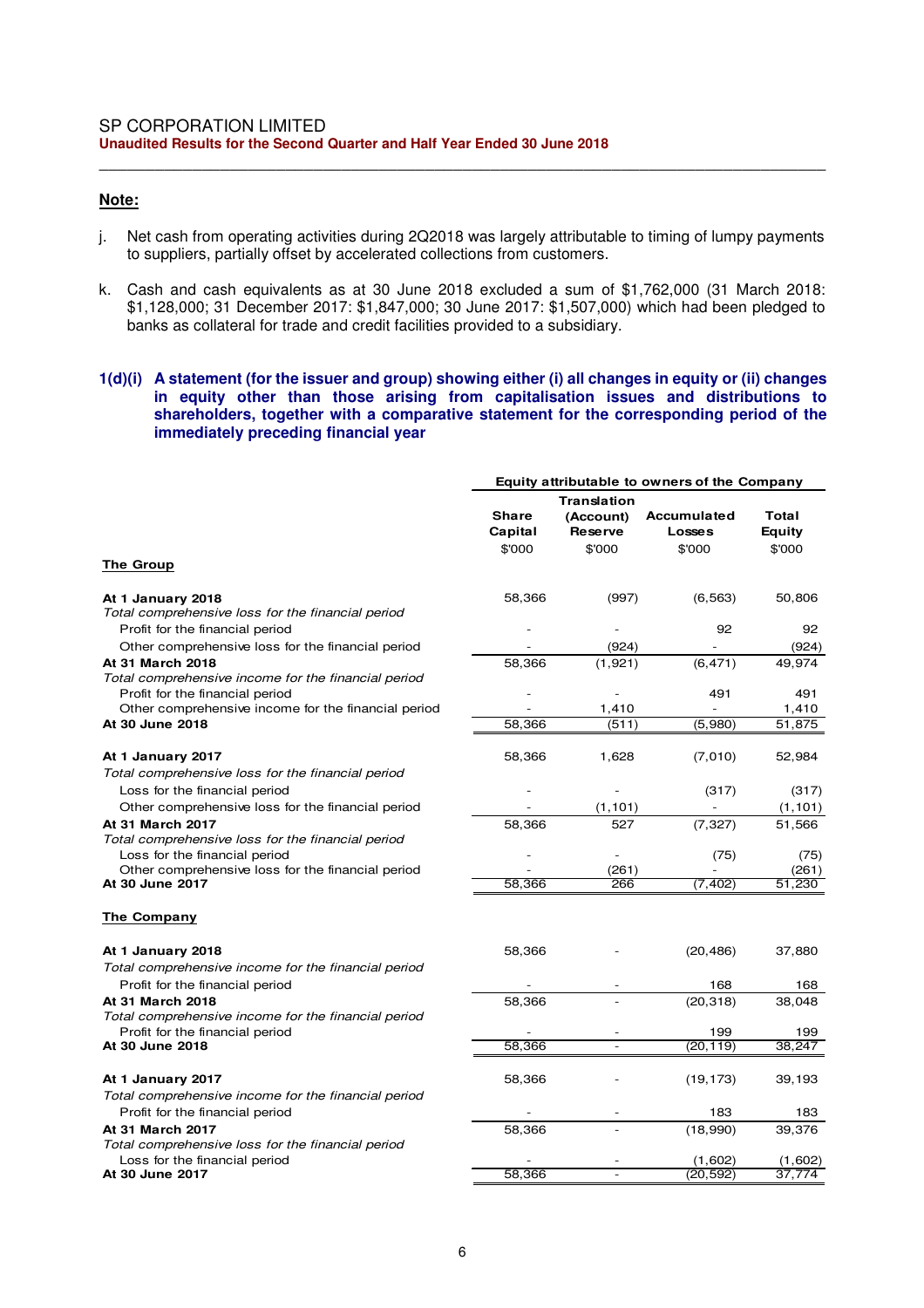## Note:

j. Net cash from operating activities during 2Q2018 was largely attributable to timing of lumpy payments to suppliers, partially offset by accelerated collections from customers.

k. Cash and cash equivalents as at 30 June 2018 excluded a sum of $1,762,000 (31 March 2018: $1,128,000; 31 December 2017: $1,847,000; 30 June 2017: $1,507,000) which had been pledged to banks as collateral for trade and credit facilities provided to a subsidiary.

### 1(d)(i) A statement (for the issuer and group) showing either (i) all changes in equity or (ii) changes in equity other than those arising from capitalisation issues and distributions to shareholders, together with a comparative statement for the corresponding period of the immediately preceding financial year

| | Equity attributable to owners of the Company | | | |
|---|---|---|---|---|
| | Share Capital | Translation (Account) Reserve | Accumulated Losses | Total Equity |
| | $'000 | $'000 | $'000 | $'000 |
| **The Group** | | | | |
| **At 1 January 2018** | 58,366 | (997) | (6,563) | 50,806 |
| *Total comprehensive loss for the financial period* | | | | |
| Profit for the financial period | - | - | 92 | 92 |
| Other comprehensive loss for the financial period | - | (924) | - | (924) |
| **At 31 March 2018** | 58,366 | (1,921) | (6,471) | 49,974 |
| *Total comprehensive income for the financial period* | | | | |
| Profit for the financial period | - | - | 491 | 491 |
| Other comprehensive income for the financial period | - | 1,410 | - | 1,410 |
| **At 30 June 2018** | 58,366 | (511) | (5,980) | 51,875 |
| | | | | |
| **At 1 January 2017** | 58,366 | 1,628 | (7,010) | 52,984 |
| *Total comprehensive loss for the financial period* | | | | |
| Loss for the financial period | - | - | (317) | (317) |
| Other comprehensive loss for the financial period | - | (1,101) | - | (1,101) |
| **At 31 March 2017** | 58,366 | 527 | (7,327) | 51,566 |
| *Total comprehensive loss for the financial period* | | | | |
| Loss for the financial period | - | - | (75) | (75) |
| Other comprehensive loss for the financial period | - | (261) | - | (261) |
| **At 30 June 2017** | 58,366 | 266 | (7,402) | 51,230 |
| | | | | |
| **The Company** | | | | |
| **At 1 January 2018** | 58,366 | - | (20,486) | 37,880 |
| *Total comprehensive income for the financial period* | | | | |
| Profit for the financial period | - | - | 168 | 168 |
| **At 31 March 2018** | 58,366 | - | (20,318) | 38,048 |
| *Total comprehensive income for the financial period* | | | | |
| Profit for the financial period | - | - | 199 | 199 |
| **At 30 June 2018** | 58,366 | - | (20,119) | 38,247 |
| | | | | |
| **At 1 January 2017** | 58,366 | - | (19,173) | 39,193 |
| *Total comprehensive income for the financial period* | | | | |
| Profit for the financial period | - | - | 183 | 183 |
| **At 31 March 2017** | 58,366 | - | (18,990) | 39,376 |
| *Total comprehensive loss for the financial period* | | | | |
| Loss for the financial period | - | - | (1,602) | (1,602) |
| **At 30 June 2017** | 58,366 | - | (20,592) | 37,774 |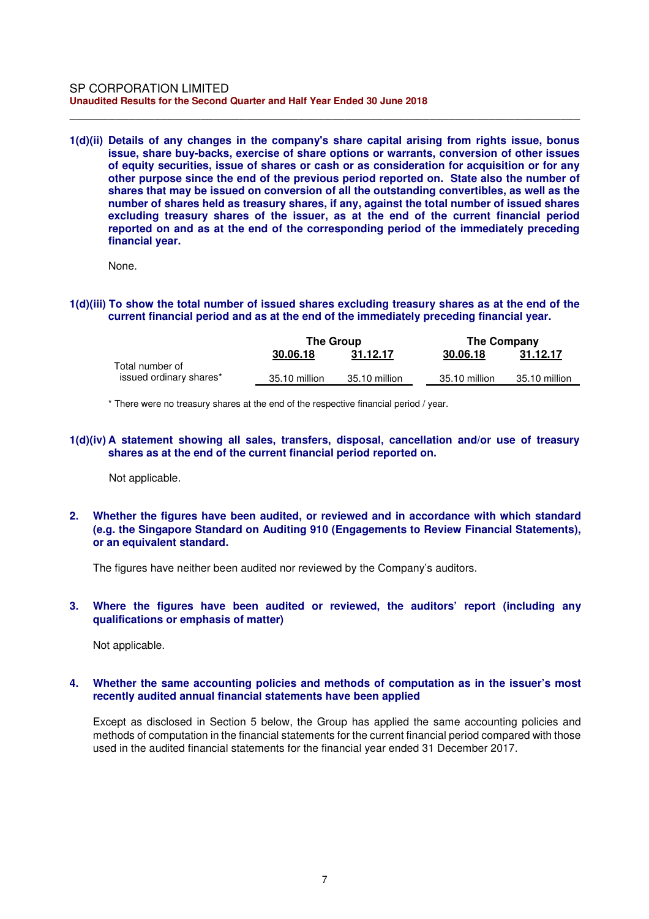**1(d)(ii) Details of any changes in the company's share capital arising from rights issue, bonus issue, share buy-backs, exercise of share options or warrants, conversion of other issues of equity securities, issue of shares or cash or as consideration for acquisition or for any other purpose since the end of the previous period reported on. State also the number of shares that may be issued on conversion of all the outstanding convertibles, as well as the number of shares held as treasury shares, if any, against the total number of issued shares excluding treasury shares of the issuer, as at the end of the current financial period reported on and as at the end of the corresponding period of the immediately preceding financial year.**

None.

**1(d)(iii) To show the total number of issued shares excluding treasury shares as at the end of the current financial period and as at the end of the immediately preceding financial year.**

| | The Group | | The Company | |
|---|---|---|---|---|
| | 30.06.18 | 31.12.17 | 30.06.18 | 31.12.17 |
| Total number of issued ordinary shares* | 35.10 million | 35.10 million | 35.10 million | 35.10 million |

* There were no treasury shares at the end of the respective financial period / year.

**1(d)(iv) A statement showing all sales, transfers, disposal, cancellation and/or use of treasury shares as at the end of the current financial period reported on.**

Not applicable.

**2. Whether the figures have been audited, or reviewed and in accordance with which standard (e.g. the Singapore Standard on Auditing 910 (Engagements to Review Financial Statements), or an equivalent standard.**

The figures have neither been audited nor reviewed by the Company's auditors.

**3. Where the figures have been audited or reviewed, the auditors' report (including any qualifications or emphasis of matter)**

Not applicable.

**4. Whether the same accounting policies and methods of computation as in the issuer's most recently audited annual financial statements have been applied**

Except as disclosed in Section 5 below, the Group has applied the same accounting policies and methods of computation in the financial statements for the current financial period compared with those used in the audited financial statements for the financial year ended 31 December 2017.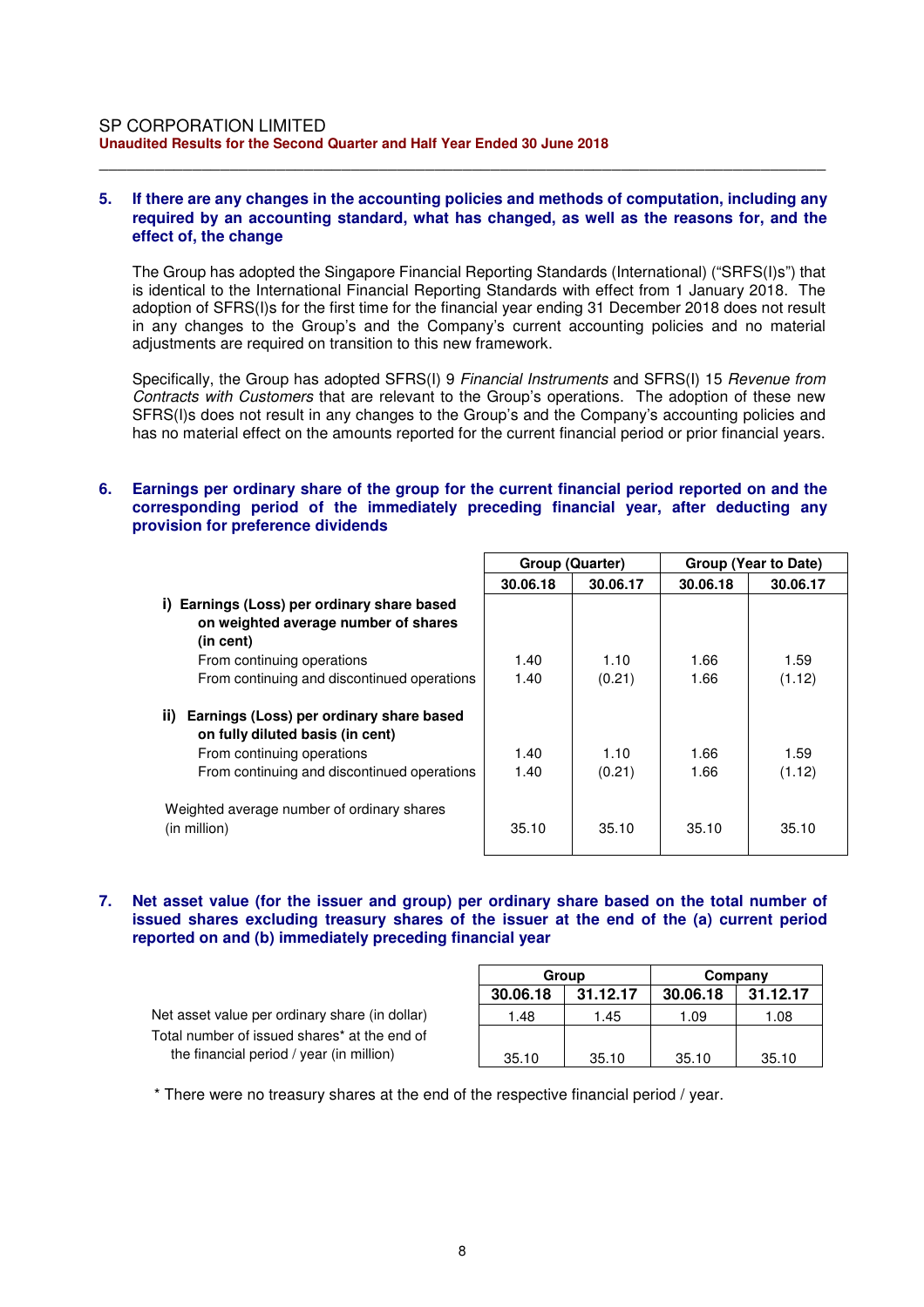### 5. If there are any changes in the accounting policies and methods of computation, including any required by an accounting standard, what has changed, as well as the reasons for, and the effect of, the change

The Group has adopted the Singapore Financial Reporting Standards (International) ("SFRS(I)s") that is identical to the International Financial Reporting Standards with effect from 1 January 2018. The adoption of SFRS(I)s for the first time for the financial year ending 31 December 2018 does not result in any changes to the Group's and the Company's current accounting policies and no material adjustments are required on transition to this new framework.

Specifically, the Group has adopted SFRS(I) 9 *Financial Instruments* and SFRS(I) 15 *Revenue from Contracts with Customers* that are relevant to the Group's operations. The adoption of these new SFRS(I)s does not result in any changes to the Group's and the Company's accounting policies and has no material effect on the amounts reported for the current financial period or prior financial years.

### 6. Earnings per ordinary share of the group for the current financial period reported on and the corresponding period of the immediately preceding financial year, after deducting any provision for preference dividends

| | Group (Quarter) | | Group (Year to Date) | |
|---|---|---|---|---|
| | **30.06.18** | **30.06.17** | **30.06.18** | **30.06.17** |
| **i) Earnings (Loss) per ordinary share based on weighted average number of shares (in cent)** | | | | |
| From continuing operations | 1.40 | 1.10 | 1.66 | 1.59 |
| From continuing and discontinued operations | 1.40 | (0.21) | 1.66 | (1.12) |
| **ii) Earnings (Loss) per ordinary share based on fully diluted basis (in cent)** | | | | |
| From continuing operations | 1.40 | 1.10 | 1.66 | 1.59 |
| From continuing and discontinued operations | 1.40 | (0.21) | 1.66 | (1.12) |
| Weighted average number of ordinary shares (in million) | 35.10 | 35.10 | 35.10 | 35.10 |

### 7. Net asset value (for the issuer and group) per ordinary share based on the total number of issued shares excluding treasury shares of the issuer at the end of the (a) current period reported on and (b) immediately preceding financial year

| | Group | | Company | |
|---|---|---|---|---|
| | **30.06.18** | **31.12.17** | **30.06.18** | **31.12.17** |
| Net asset value per ordinary share (in dollar) | 1.48 | 1.45 | 1.09 | 1.08 |
| Total number of issued shares* at the end of the financial period / year (in million) | 35.10 | 35.10 | 35.10 | 35.10 |

\* There were no treasury shares at the end of the respective financial period / year.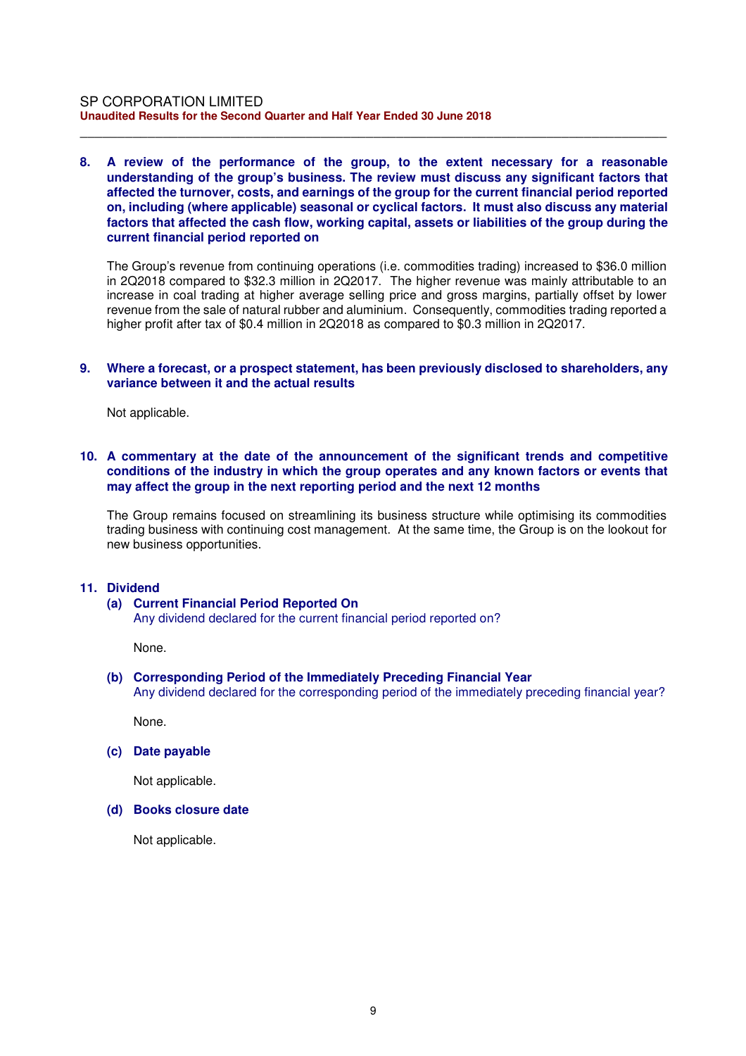**8. A review of the performance of the group, to the extent necessary for a reasonable understanding of the group's business. The review must discuss any significant factors that affected the turnover, costs, and earnings of the group for the current financial period reported on, including (where applicable) seasonal or cyclical factors. It must also discuss any material factors that affected the cash flow, working capital, assets or liabilities of the group during the current financial period reported on**

The Group's revenue from continuing operations (i.e. commodities trading) increased to $36.0 million in 2Q2018 compared to $32.3 million in 2Q2017. The higher revenue was mainly attributable to an increase in coal trading at higher average selling price and gross margins, partially offset by lower revenue from the sale of natural rubber and aluminium. Consequently, commodities trading reported a higher profit after tax of $0.4 million in 2Q2018 as compared to $0.3 million in 2Q2017.

**9. Where a forecast, or a prospect statement, has been previously disclosed to shareholders, any variance between it and the actual results**

Not applicable.

**10. A commentary at the date of the announcement of the significant trends and competitive conditions of the industry in which the group operates and any known factors or events that may affect the group in the next reporting period and the next 12 months**

The Group remains focused on streamlining its business structure while optimising its commodities trading business with continuing cost management. At the same time, the Group is on the lookout for new business opportunities.

**11. Dividend**

**(a) Current Financial Period Reported On**
Any dividend declared for the current financial period reported on?

None.

**(b) Corresponding Period of the Immediately Preceding Financial Year**
Any dividend declared for the corresponding period of the immediately preceding financial year?

None.

**(c) Date payable**

Not applicable.

**(d) Books closure date**

Not applicable.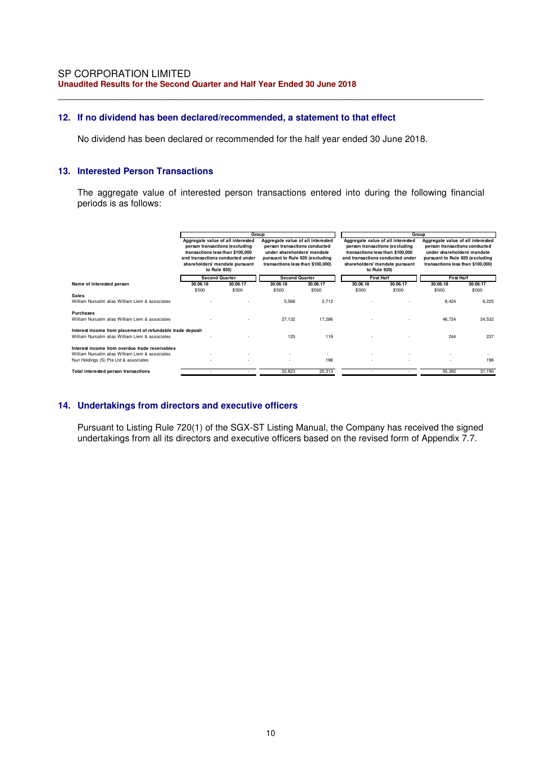## 12. If no dividend has been declared/recommended, a statement to that effect

No dividend has been declared or recommended for the half year ended 30 June 2018.

## 13. Interested Person Transactions

The aggregate value of interested person transactions entered into during the following financial periods is as follows:

| | Group | | | | Group | | | |
|---|---|---|---|---|---|---|---|---|
| | Aggregate value of all interested person transactions (excluding transactions less than $100,000 and transactions conducted under shareholders' mandate pursuant to Rule 920) | | Aggregate value of all interested person transactions conducted under shareholders' mandate pursuant to Rule 920 (excluding transactions less than $100,000) | | Aggregate value of all interested person transactions (excluding transactions less than $100,000 and transactions conducted under shareholders' mandate pursuant to Rule 920) | | Aggregate value of all interested person transactions conducted under shareholders' mandate pursuant to Rule 920 (excluding transactions less than $100,000) | |
| | Second Quarter | | Second Quarter | | First Half | | First Half | |
| **Name of interested person** | **30.06.18** | **30.06.17** | **30.06.18** | **30.06.17** | **30.06.18** | **30.06.17** | **30.06.18** | **30.06.17** |
| | $'000 | $'000 | $'000 | $'000 | $'000 | $'000 | $'000 | $'000 |
| **Sales** | | | | | | | | |
| William Nursalim alias William Liem & associates | - | - | 5,566 | 2,712 | - | - | 8,424 | 6,225 |
| **Purchases** | | | | | | | | |
| William Nursalim alias William Liem & associates | - | - | 27,132 | 17,286 | - | - | 46,724 | 24,532 |
| **Interest income from placement of refundable trade deposit** | | | | | | | | |
| William Nursalim alias William Liem & associates | - | - | 125 | 119 | - | - | 244 | 237 |
| **Interest income from overdue trade receivables** | | | | | | | | |
| William Nursalim alias William Liem & associates | - | - | - | - | - | - | - | - |
| Nuri Holdings (S) Pte Ltd & associates | - | - | - | 196 | - | - | - | 196 |
| **Total interested person transactions** | - | - | 32,823 | 20,313 | - | - | 55,392 | 31,190 |

## 14. Undertakings from directors and executive officers

Pursuant to Listing Rule 720(1) of the SGX-ST Listing Manual, the Company has received the signed undertakings from all its directors and executive officers based on the revised form of Appendix 7.7.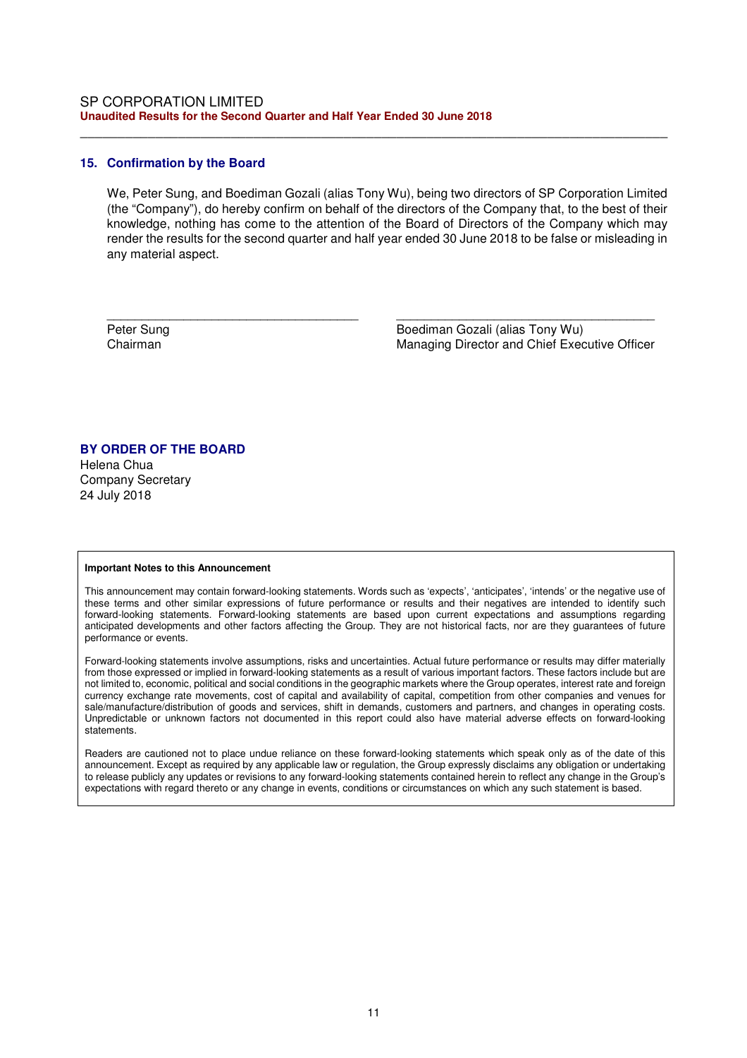## 15. Confirmation by the Board

We, Peter Sung, and Boediman Gozali (alias Tony Wu), being two directors of SP Corporation Limited (the "Company"), do hereby confirm on behalf of the directors of the Company that, to the best of their knowledge, nothing has come to the attention of the Board of Directors of the Company which may render the results for the second quarter and half year ended 30 June 2018 to be false or misleading in any material aspect.

| | |
|---|---|
| \_\_\_\_\_\_\_\_\_\_\_\_\_\_\_\_\_\_\_\_\_\_\_\_\_\_\_\_\_\_ | \_\_\_\_\_\_\_\_\_\_\_\_\_\_\_\_\_\_\_\_\_\_\_\_\_\_\_\_\_\_ |
| Peter Sung<br>Chairman | Boediman Gozali (alias Tony Wu)<br>Managing Director and Chief Executive Officer |

**BY ORDER OF THE BOARD**
Helena Chua
Company Secretary
24 July 2018

**Important Notes to this Announcement**

This announcement may contain forward-looking statements. Words such as 'expects', 'anticipates', 'intends' or the negative use of these terms and other similar expressions of future performance or results and their negatives are intended to identify such forward-looking statements. Forward-looking statements are based upon current expectations and assumptions regarding anticipated developments and other factors affecting the Group. They are not historical facts, nor are they guarantees of future performance or events.

Forward-looking statements involve assumptions, risks and uncertainties. Actual future performance or results may differ materially from those expressed or implied in forward-looking statements as a result of various important factors. These factors include but are not limited to, economic, political and social conditions in the geographic markets where the Group operates, interest rate and foreign currency exchange rate movements, cost of capital and availability of capital, competition from other companies and venues for sale/manufacture/distribution of goods and services, shift in demands, customers and partners, and changes in operating costs. Unpredictable or unknown factors not documented in this report could also have material adverse effects on forward-looking statements.

Readers are cautioned not to place undue reliance on these forward-looking statements which speak only as of the date of this announcement. Except as required by any applicable law or regulation, the Group expressly disclaims any obligation or undertaking to release publicly any updates or revisions to any forward-looking statements contained herein to reflect any change in the Group's expectations with regard thereto or any change in events, conditions or circumstances on which any such statement is based.